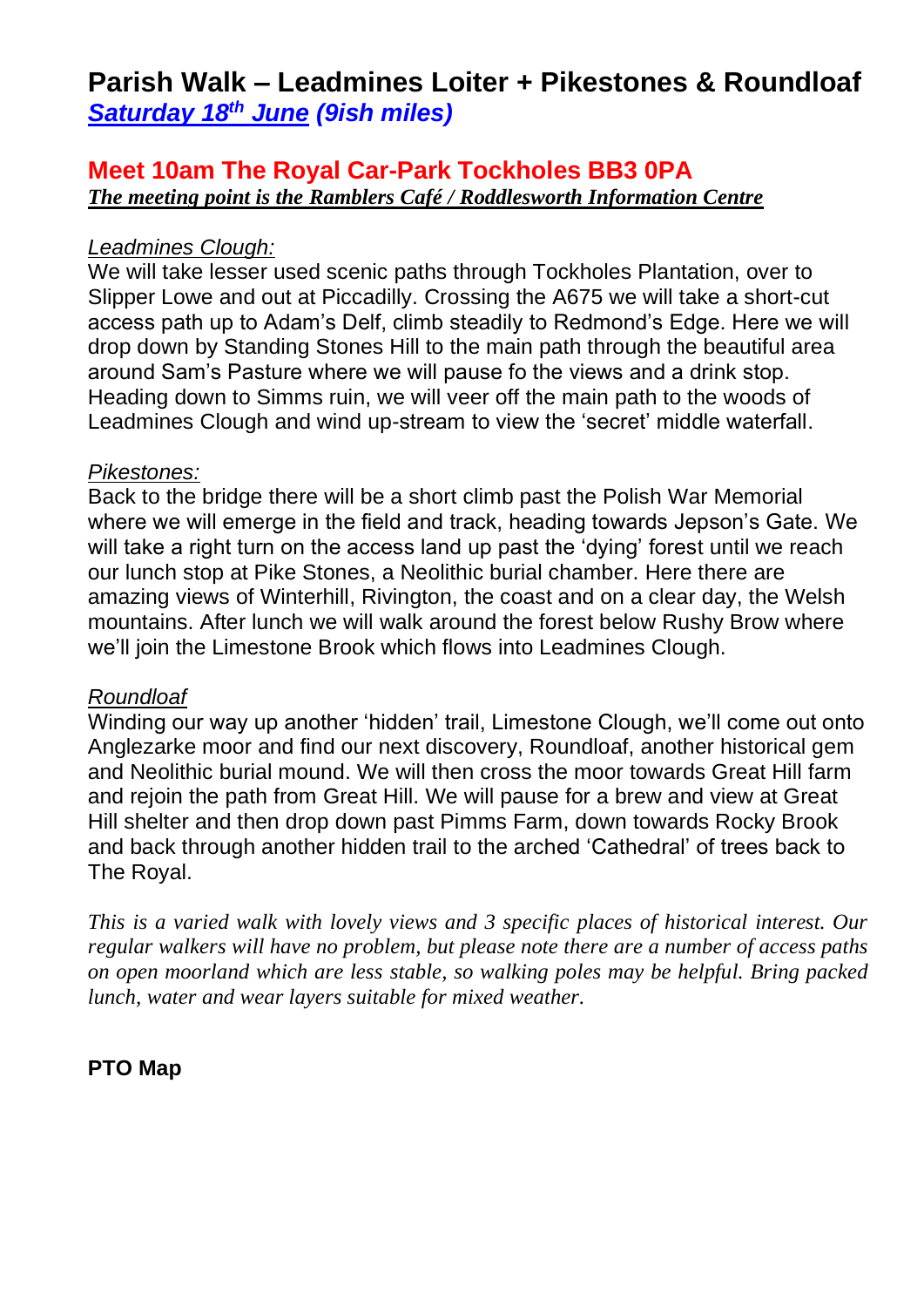# Parish Walk – Leadmines Loiter + Pikestones & Roundloaf

***Saturday 18th June* (9ish miles)**

## Meet 10am The Royal Car-Park Tockholes BB3 0PA

***The meeting point is the Ramblers Café / Roddlesworth Information Centre***

*Leadmines Clough:*

We will take lesser used scenic paths through Tockholes Plantation, over to Slipper Lowe and out at Piccadilly. Crossing the A675 we will take a short-cut access path up to Adam's Delf, climb steadily to Redmond's Edge. Here we will drop down by Standing Stones Hill to the main path through the beautiful area around Sam's Pasture where we will pause fo the views and a drink stop. Heading down to Simms ruin, we will veer off the main path to the woods of Leadmines Clough and wind up-stream to view the 'secret' middle waterfall.

*Pikestones:*

Back to the bridge there will be a short climb past the Polish War Memorial where we will emerge in the field and track, heading towards Jepson's Gate. We will take a right turn on the access land up past the 'dying' forest until we reach our lunch stop at Pike Stones, a Neolithic burial chamber. Here there are amazing views of Winterhill, Rivington, the coast and on a clear day, the Welsh mountains. After lunch we will walk around the forest below Rushy Brow where we'll join the Limestone Brook which flows into Leadmines Clough.

*Roundloaf*

Winding our way up another 'hidden' trail, Limestone Clough, we'll come out onto Anglezarke moor and find our next discovery, Roundloaf, another historical gem and Neolithic burial mound. We will then cross the moor towards Great Hill farm and rejoin the path from Great Hill. We will pause for a brew and view at Great Hill shelter and then drop down past Pimms Farm, down towards Rocky Brook and back through another hidden trail to the arched 'Cathedral' of trees back to The Royal.

*This is a varied walk with lovely views and 3 specific places of historical interest. Our regular walkers will have no problem, but please note there are a number of access paths on open moorland which are less stable, so walking poles may be helpful. Bring packed lunch, water and wear layers suitable for mixed weather.*

**PTO Map**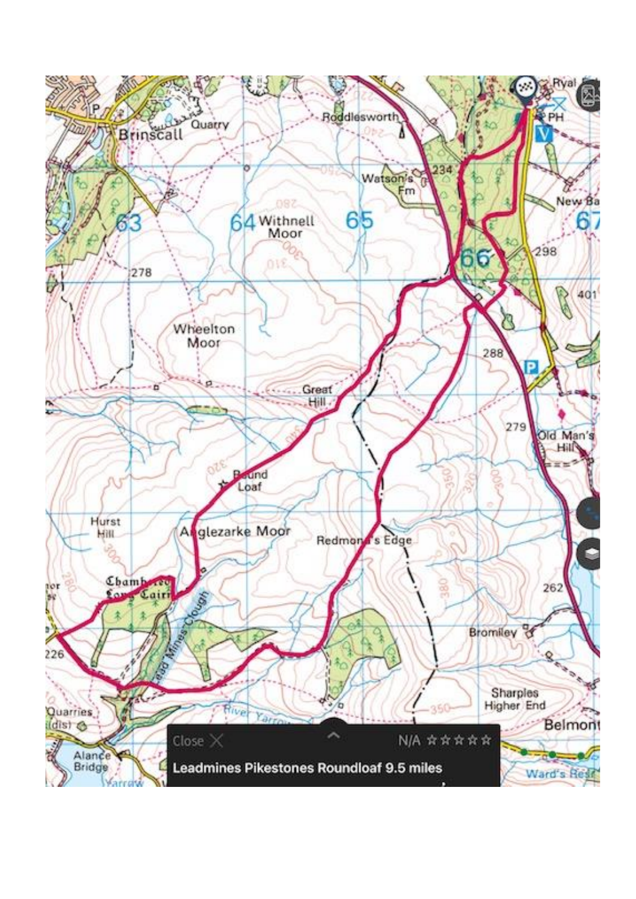Brinscall

Quarry

Roddlesworth

Watson's Fm

234

Ryal

PH

New Ba

63

64 Withnell Moor

65

66

67

278

298

401

Wheelton Moor

288

Great Hill

279

Old Man's Hill

Round Loaf

Hurst Hill

Anglezarke Moor

Redmond's Edge

Chambered Long Cairn

262

Lead Mines Clough

Bromiley

226

Sharples Higher End

Quarries (dis)

River Yarrow

Belmont

Alance Bridge

Yarrow

Ward's Res

Close ✕ N/A ☆☆☆☆☆

**Leadmines Pikestones Roundloaf 9.5 miles**